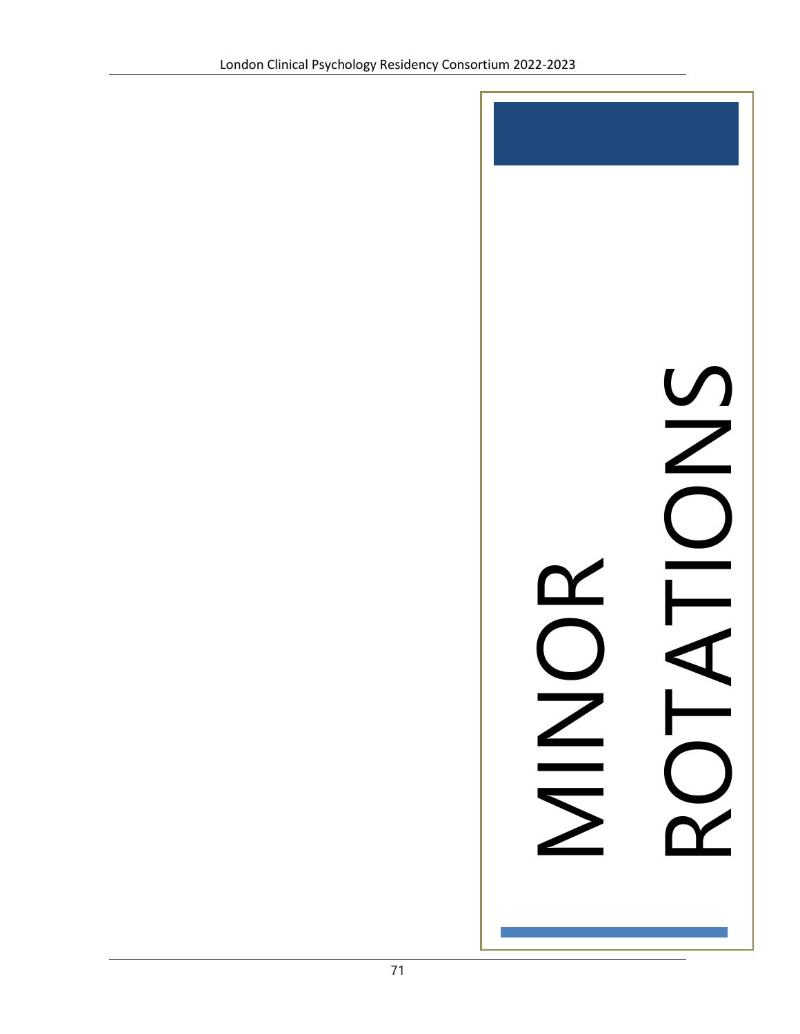# MINOR ROTATIONS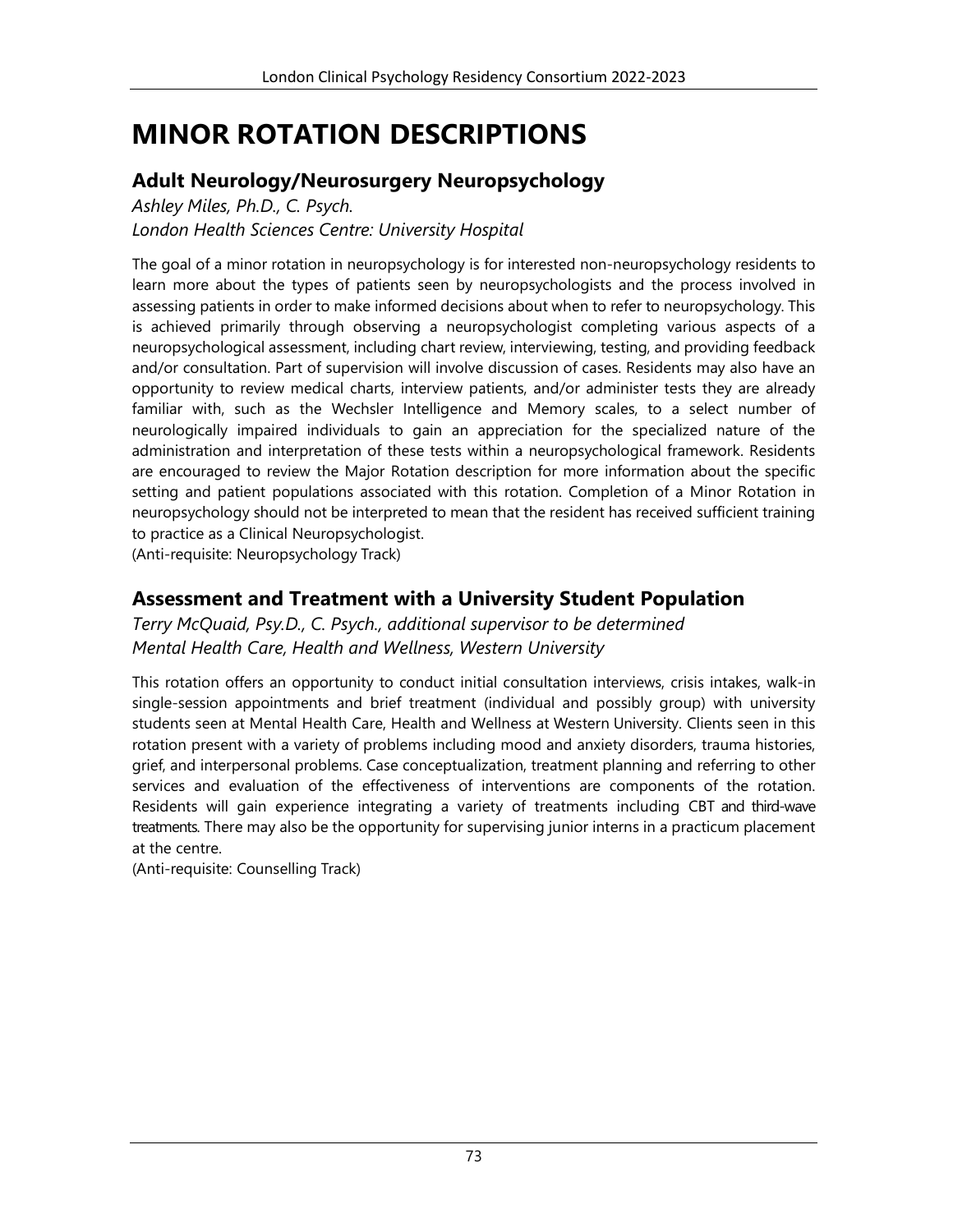# MINOR ROTATION DESCRIPTIONS

## Adult Neurology/Neurosurgery Neuropsychology

*Ashley Miles, Ph.D., C. Psych.*
*London Health Sciences Centre: University Hospital*

The goal of a minor rotation in neuropsychology is for interested non-neuropsychology residents to learn more about the types of patients seen by neuropsychologists and the process involved in assessing patients in order to make informed decisions about when to refer to neuropsychology. This is achieved primarily through observing a neuropsychologist completing various aspects of a neuropsychological assessment, including chart review, interviewing, testing, and providing feedback and/or consultation. Part of supervision will involve discussion of cases. Residents may also have an opportunity to review medical charts, interview patients, and/or administer tests they are already familiar with, such as the Wechsler Intelligence and Memory scales, to a select number of neurologically impaired individuals to gain an appreciation for the specialized nature of the administration and interpretation of these tests within a neuropsychological framework. Residents are encouraged to review the Major Rotation description for more information about the specific setting and patient populations associated with this rotation. Completion of a Minor Rotation in neuropsychology should not be interpreted to mean that the resident has received sufficient training to practice as a Clinical Neuropsychologist.
(Anti-requisite: Neuropsychology Track)

## Assessment and Treatment with a University Student Population

*Terry McQuaid, Psy.D., C. Psych., additional supervisor to be determined*
*Mental Health Care, Health and Wellness, Western University*

This rotation offers an opportunity to conduct initial consultation interviews, crisis intakes, walk-in single-session appointments and brief treatment (individual and possibly group) with university students seen at Mental Health Care, Health and Wellness at Western University. Clients seen in this rotation present with a variety of problems including mood and anxiety disorders, trauma histories, grief, and interpersonal problems. Case conceptualization, treatment planning and referring to other services and evaluation of the effectiveness of interventions are components of the rotation. Residents will gain experience integrating a variety of treatments including CBT and third-wave treatments. There may also be the opportunity for supervising junior interns in a practicum placement at the centre.
(Anti-requisite: Counselling Track)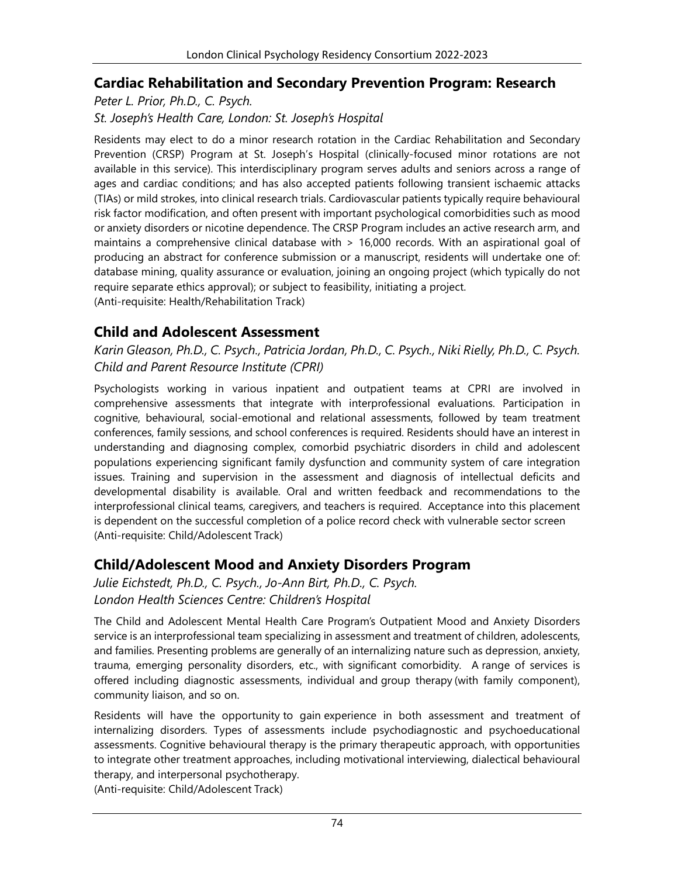## Cardiac Rehabilitation and Secondary Prevention Program: Research

*Peter L. Prior, Ph.D., C. Psych.*
*St. Joseph's Health Care, London: St. Joseph's Hospital*

Residents may elect to do a minor research rotation in the Cardiac Rehabilitation and Secondary Prevention (CRSP) Program at St. Joseph's Hospital (clinically-focused minor rotations are not available in this service). This interdisciplinary program serves adults and seniors across a range of ages and cardiac conditions; and has also accepted patients following transient ischaemic attacks (TIAs) or mild strokes, into clinical research trials. Cardiovascular patients typically require behavioural risk factor modification, and often present with important psychological comorbidities such as mood or anxiety disorders or nicotine dependence. The CRSP Program includes an active research arm, and maintains a comprehensive clinical database with > 16,000 records. With an aspirational goal of producing an abstract for conference submission or a manuscript, residents will undertake one of: database mining, quality assurance or evaluation, joining an ongoing project (which typically do not require separate ethics approval); or subject to feasibility, initiating a project.
(Anti-requisite: Health/Rehabilitation Track)

## Child and Adolescent Assessment

*Karin Gleason, Ph.D., C. Psych., Patricia Jordan, Ph.D., C. Psych., Niki Rielly, Ph.D., C. Psych.*
*Child and Parent Resource Institute (CPRI)*

Psychologists working in various inpatient and outpatient teams at CPRI are involved in comprehensive assessments that integrate with interprofessional evaluations. Participation in cognitive, behavioural, social-emotional and relational assessments, followed by team treatment conferences, family sessions, and school conferences is required. Residents should have an interest in understanding and diagnosing complex, comorbid psychiatric disorders in child and adolescent populations experiencing significant family dysfunction and community system of care integration issues. Training and supervision in the assessment and diagnosis of intellectual deficits and developmental disability is available. Oral and written feedback and recommendations to the interprofessional clinical teams, caregivers, and teachers is required. Acceptance into this placement is dependent on the successful completion of a police record check with vulnerable sector screen
(Anti-requisite: Child/Adolescent Track)

## Child/Adolescent Mood and Anxiety Disorders Program

*Julie Eichstedt, Ph.D., C. Psych., Jo-Ann Birt, Ph.D., C. Psych.*
*London Health Sciences Centre: Children's Hospital*

The Child and Adolescent Mental Health Care Program's Outpatient Mood and Anxiety Disorders service is an interprofessional team specializing in assessment and treatment of children, adolescents, and families. Presenting problems are generally of an internalizing nature such as depression, anxiety, trauma, emerging personality disorders, etc., with significant comorbidity. A range of services is offered including diagnostic assessments, individual and group therapy (with family component), community liaison, and so on.

Residents will have the opportunity to gain experience in both assessment and treatment of internalizing disorders. Types of assessments include psychodiagnostic and psychoeducational assessments. Cognitive behavioural therapy is the primary therapeutic approach, with opportunities to integrate other treatment approaches, including motivational interviewing, dialectical behavioural therapy, and interpersonal psychotherapy.
(Anti-requisite: Child/Adolescent Track)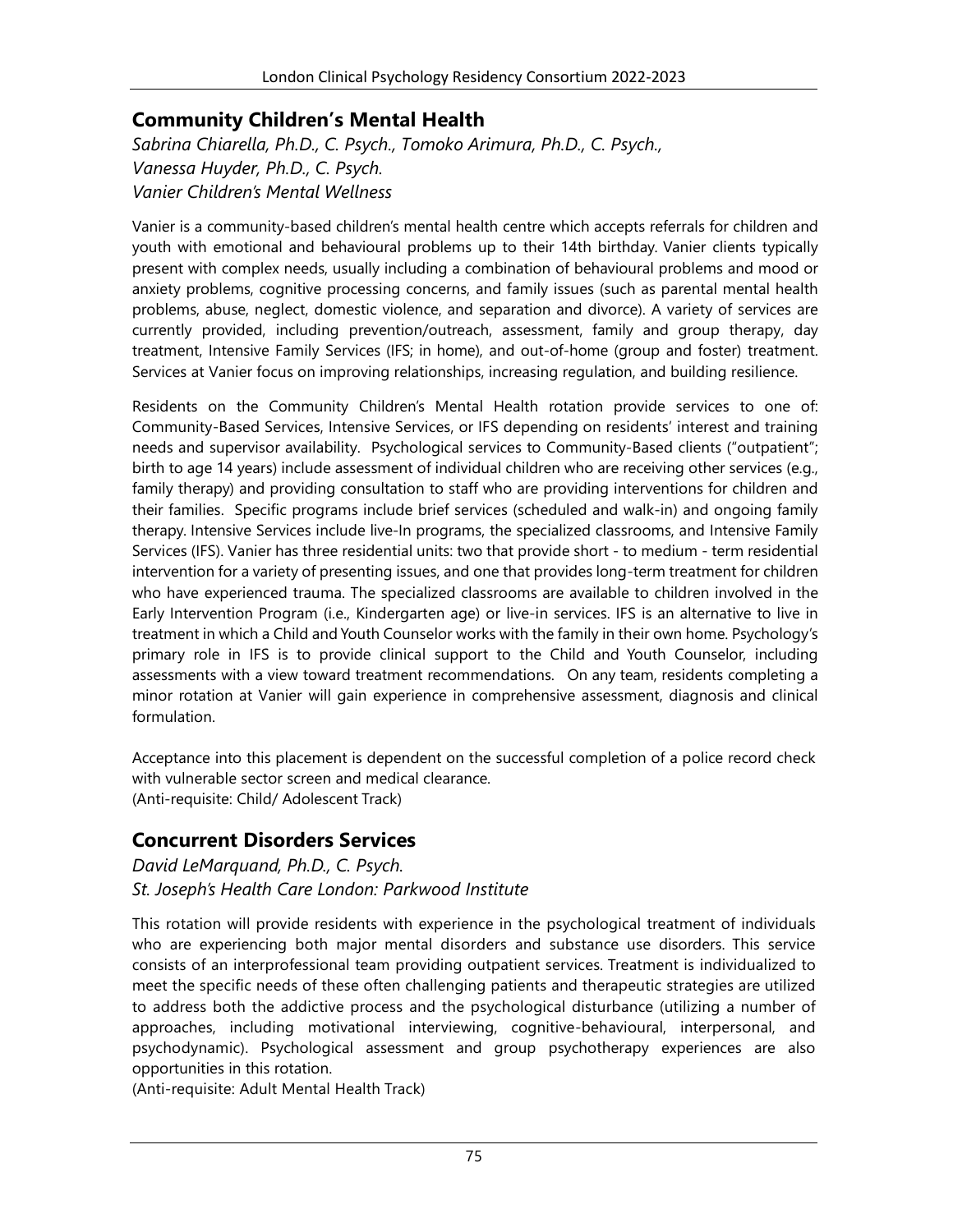## Community Children's Mental Health

*Sabrina Chiarella, Ph.D., C. Psych., Tomoko Arimura, Ph.D., C. Psych., Vanessa Huyder, Ph.D., C. Psych.*
*Vanier Children's Mental Wellness*

Vanier is a community-based children's mental health centre which accepts referrals for children and youth with emotional and behavioural problems up to their 14th birthday. Vanier clients typically present with complex needs, usually including a combination of behavioural problems and mood or anxiety problems, cognitive processing concerns, and family issues (such as parental mental health problems, abuse, neglect, domestic violence, and separation and divorce). A variety of services are currently provided, including prevention/outreach, assessment, family and group therapy, day treatment, Intensive Family Services (IFS; in home), and out-of-home (group and foster) treatment. Services at Vanier focus on improving relationships, increasing regulation, and building resilience.

Residents on the Community Children's Mental Health rotation provide services to one of: Community-Based Services, Intensive Services, or IFS depending on residents' interest and training needs and supervisor availability. Psychological services to Community-Based clients ("outpatient"; birth to age 14 years) include assessment of individual children who are receiving other services (e.g., family therapy) and providing consultation to staff who are providing interventions for children and their families. Specific programs include brief services (scheduled and walk-in) and ongoing family therapy. Intensive Services include live-In programs, the specialized classrooms, and Intensive Family Services (IFS). Vanier has three residential units: two that provide short - to medium - term residential intervention for a variety of presenting issues, and one that provides long-term treatment for children who have experienced trauma. The specialized classrooms are available to children involved in the Early Intervention Program (i.e., Kindergarten age) or live-in services. IFS is an alternative to live in treatment in which a Child and Youth Counselor works with the family in their own home. Psychology's primary role in IFS is to provide clinical support to the Child and Youth Counselor, including assessments with a view toward treatment recommendations. On any team, residents completing a minor rotation at Vanier will gain experience in comprehensive assessment, diagnosis and clinical formulation.

Acceptance into this placement is dependent on the successful completion of a police record check with vulnerable sector screen and medical clearance.
(Anti-requisite: Child/ Adolescent Track)

## Concurrent Disorders Services

*David LeMarquand, Ph.D., C. Psych.*
*St. Joseph's Health Care London: Parkwood Institute*

This rotation will provide residents with experience in the psychological treatment of individuals who are experiencing both major mental disorders and substance use disorders. This service consists of an interprofessional team providing outpatient services. Treatment is individualized to meet the specific needs of these often challenging patients and therapeutic strategies are utilized to address both the addictive process and the psychological disturbance (utilizing a number of approaches, including motivational interviewing, cognitive-behavioural, interpersonal, and psychodynamic). Psychological assessment and group psychotherapy experiences are also opportunities in this rotation.
(Anti-requisite: Adult Mental Health Track)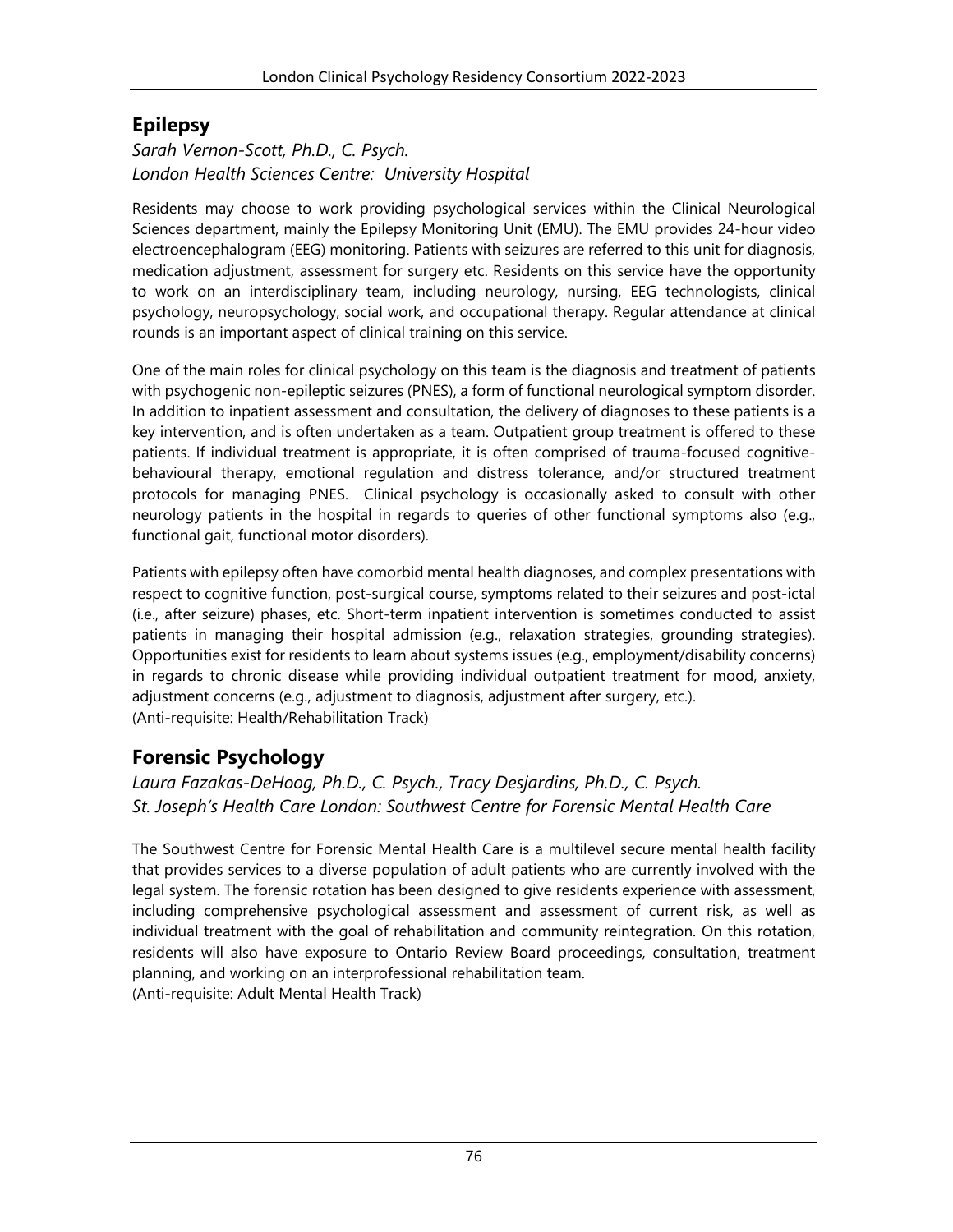## Epilepsy

*Sarah Vernon-Scott, Ph.D., C. Psych.*
*London Health Sciences Centre: University Hospital*

Residents may choose to work providing psychological services within the Clinical Neurological Sciences department, mainly the Epilepsy Monitoring Unit (EMU). The EMU provides 24-hour video electroencephalogram (EEG) monitoring. Patients with seizures are referred to this unit for diagnosis, medication adjustment, assessment for surgery etc. Residents on this service have the opportunity to work on an interdisciplinary team, including neurology, nursing, EEG technologists, clinical psychology, neuropsychology, social work, and occupational therapy. Regular attendance at clinical rounds is an important aspect of clinical training on this service.

One of the main roles for clinical psychology on this team is the diagnosis and treatment of patients with psychogenic non-epileptic seizures (PNES), a form of functional neurological symptom disorder. In addition to inpatient assessment and consultation, the delivery of diagnoses to these patients is a key intervention, and is often undertaken as a team. Outpatient group treatment is offered to these patients. If individual treatment is appropriate, it is often comprised of trauma-focused cognitive-behavioural therapy, emotional regulation and distress tolerance, and/or structured treatment protocols for managing PNES. Clinical psychology is occasionally asked to consult with other neurology patients in the hospital in regards to queries of other functional symptoms also (e.g., functional gait, functional motor disorders).

Patients with epilepsy often have comorbid mental health diagnoses, and complex presentations with respect to cognitive function, post-surgical course, symptoms related to their seizures and post-ictal (i.e., after seizure) phases, etc. Short-term inpatient intervention is sometimes conducted to assist patients in managing their hospital admission (e.g., relaxation strategies, grounding strategies). Opportunities exist for residents to learn about systems issues (e.g., employment/disability concerns) in regards to chronic disease while providing individual outpatient treatment for mood, anxiety, adjustment concerns (e.g., adjustment to diagnosis, adjustment after surgery, etc.).
(Anti-requisite: Health/Rehabilitation Track)

## Forensic Psychology

*Laura Fazakas-DeHoog, Ph.D., C. Psych., Tracy Desjardins, Ph.D., C. Psych.*
*St. Joseph's Health Care London: Southwest Centre for Forensic Mental Health Care*

The Southwest Centre for Forensic Mental Health Care is a multilevel secure mental health facility that provides services to a diverse population of adult patients who are currently involved with the legal system. The forensic rotation has been designed to give residents experience with assessment, including comprehensive psychological assessment and assessment of current risk, as well as individual treatment with the goal of rehabilitation and community reintegration. On this rotation, residents will also have exposure to Ontario Review Board proceedings, consultation, treatment planning, and working on an interprofessional rehabilitation team.
(Anti-requisite: Adult Mental Health Track)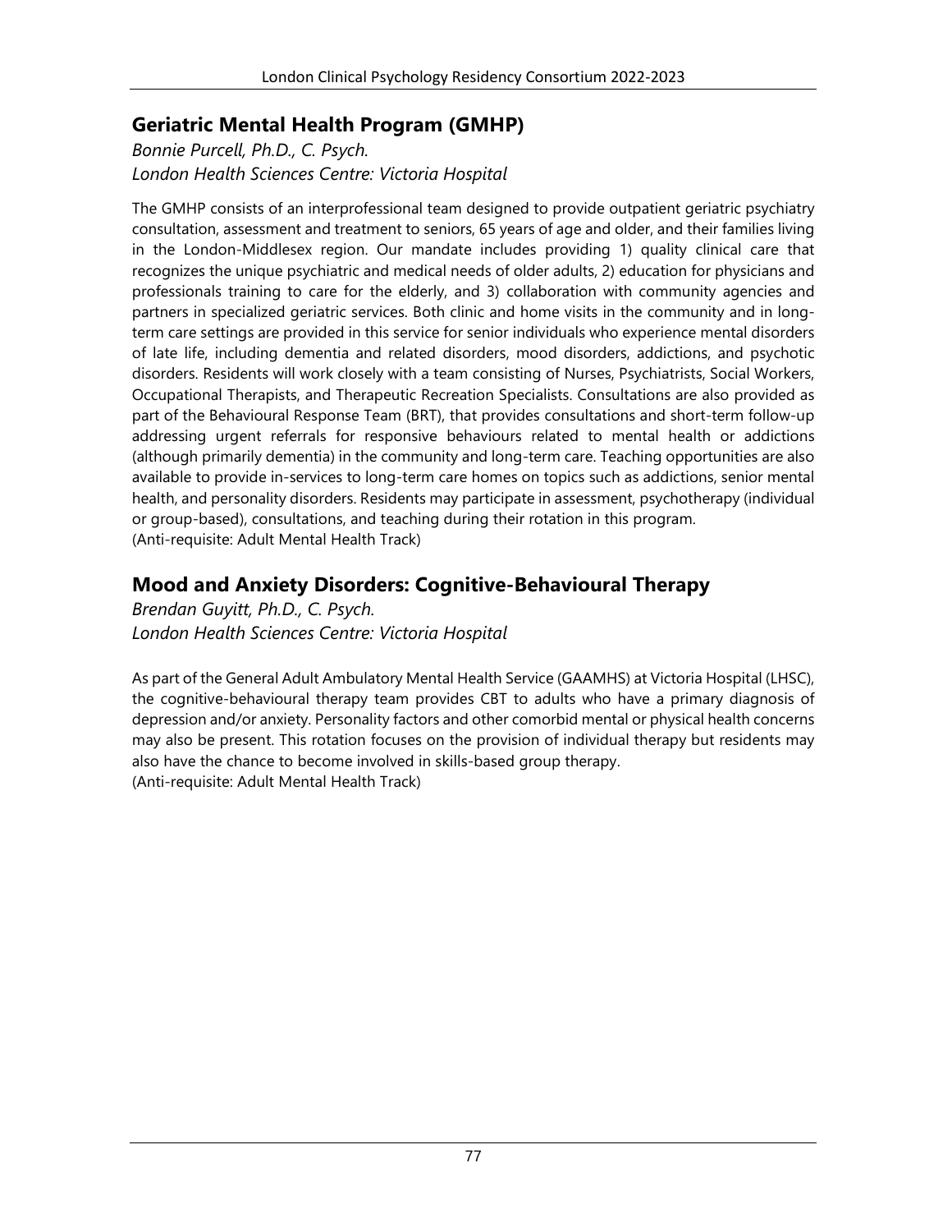## Geriatric Mental Health Program (GMHP)

*Bonnie Purcell, Ph.D., C. Psych.*
*London Health Sciences Centre: Victoria Hospital*

The GMHP consists of an interprofessional team designed to provide outpatient geriatric psychiatry consultation, assessment and treatment to seniors, 65 years of age and older, and their families living in the London-Middlesex region. Our mandate includes providing 1) quality clinical care that recognizes the unique psychiatric and medical needs of older adults, 2) education for physicians and professionals training to care for the elderly, and 3) collaboration with community agencies and partners in specialized geriatric services. Both clinic and home visits in the community and in long-term care settings are provided in this service for senior individuals who experience mental disorders of late life, including dementia and related disorders, mood disorders, addictions, and psychotic disorders. Residents will work closely with a team consisting of Nurses, Psychiatrists, Social Workers, Occupational Therapists, and Therapeutic Recreation Specialists. Consultations are also provided as part of the Behavioural Response Team (BRT), that provides consultations and short-term follow-up addressing urgent referrals for responsive behaviours related to mental health or addictions (although primarily dementia) in the community and long-term care. Teaching opportunities are also available to provide in-services to long-term care homes on topics such as addictions, senior mental health, and personality disorders. Residents may participate in assessment, psychotherapy (individual or group-based), consultations, and teaching during their rotation in this program.
(Anti-requisite: Adult Mental Health Track)

## Mood and Anxiety Disorders: Cognitive-Behavioural Therapy

*Brendan Guyitt, Ph.D., C. Psych.*
*London Health Sciences Centre: Victoria Hospital*

As part of the General Adult Ambulatory Mental Health Service (GAAMHS) at Victoria Hospital (LHSC), the cognitive-behavioural therapy team provides CBT to adults who have a primary diagnosis of depression and/or anxiety. Personality factors and other comorbid mental or physical health concerns may also be present. This rotation focuses on the provision of individual therapy but residents may also have the chance to become involved in skills-based group therapy.
(Anti-requisite: Adult Mental Health Track)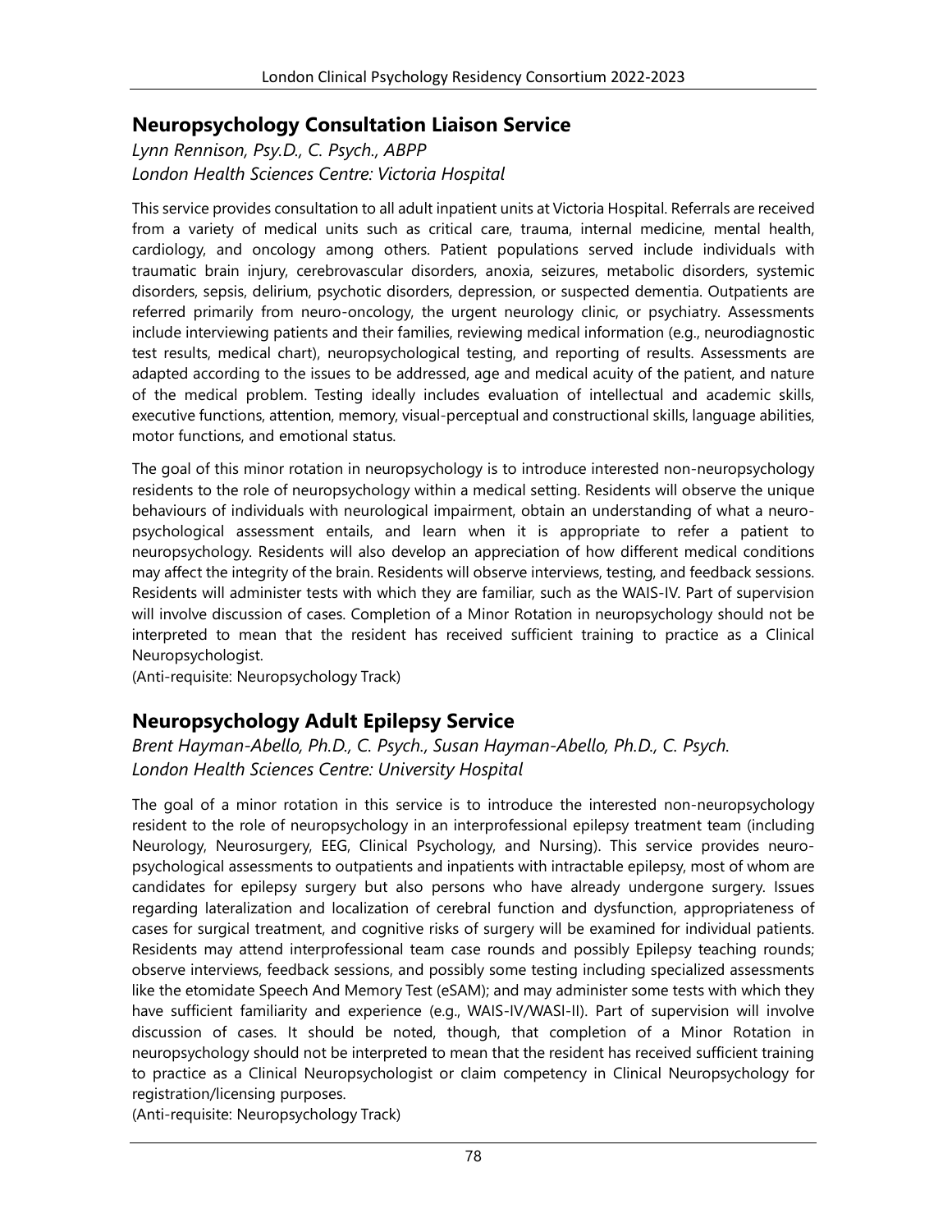## Neuropsychology Consultation Liaison Service

*Lynn Rennison, Psy.D., C. Psych., ABPP*
*London Health Sciences Centre: Victoria Hospital*

This service provides consultation to all adult inpatient units at Victoria Hospital. Referrals are received from a variety of medical units such as critical care, trauma, internal medicine, mental health, cardiology, and oncology among others. Patient populations served include individuals with traumatic brain injury, cerebrovascular disorders, anoxia, seizures, metabolic disorders, systemic disorders, sepsis, delirium, psychotic disorders, depression, or suspected dementia. Outpatients are referred primarily from neuro-oncology, the urgent neurology clinic, or psychiatry. Assessments include interviewing patients and their families, reviewing medical information (e.g., neurodiagnostic test results, medical chart), neuropsychological testing, and reporting of results. Assessments are adapted according to the issues to be addressed, age and medical acuity of the patient, and nature of the medical problem. Testing ideally includes evaluation of intellectual and academic skills, executive functions, attention, memory, visual-perceptual and constructional skills, language abilities, motor functions, and emotional status.

The goal of this minor rotation in neuropsychology is to introduce interested non-neuropsychology residents to the role of neuropsychology within a medical setting. Residents will observe the unique behaviours of individuals with neurological impairment, obtain an understanding of what a neuropsychological assessment entails, and learn when it is appropriate to refer a patient to neuropsychology. Residents will also develop an appreciation of how different medical conditions may affect the integrity of the brain. Residents will observe interviews, testing, and feedback sessions. Residents will administer tests with which they are familiar, such as the WAIS-IV. Part of supervision will involve discussion of cases. Completion of a Minor Rotation in neuropsychology should not be interpreted to mean that the resident has received sufficient training to practice as a Clinical Neuropsychologist.
(Anti-requisite: Neuropsychology Track)

## Neuropsychology Adult Epilepsy Service

*Brent Hayman-Abello, Ph.D., C. Psych., Susan Hayman-Abello, Ph.D., C. Psych.*
*London Health Sciences Centre: University Hospital*

The goal of a minor rotation in this service is to introduce the interested non-neuropsychology resident to the role of neuropsychology in an interprofessional epilepsy treatment team (including Neurology, Neurosurgery, EEG, Clinical Psychology, and Nursing). This service provides neuropsychological assessments to outpatients and inpatients with intractable epilepsy, most of whom are candidates for epilepsy surgery but also persons who have already undergone surgery. Issues regarding lateralization and localization of cerebral function and dysfunction, appropriateness of cases for surgical treatment, and cognitive risks of surgery will be examined for individual patients. Residents may attend interprofessional team case rounds and possibly Epilepsy teaching rounds; observe interviews, feedback sessions, and possibly some testing including specialized assessments like the etomidate Speech And Memory Test (eSAM); and may administer some tests with which they have sufficient familiarity and experience (e.g., WAIS-IV/WASI-II). Part of supervision will involve discussion of cases. It should be noted, though, that completion of a Minor Rotation in neuropsychology should not be interpreted to mean that the resident has received sufficient training to practice as a Clinical Neuropsychologist or claim competency in Clinical Neuropsychology for registration/licensing purposes.
(Anti-requisite: Neuropsychology Track)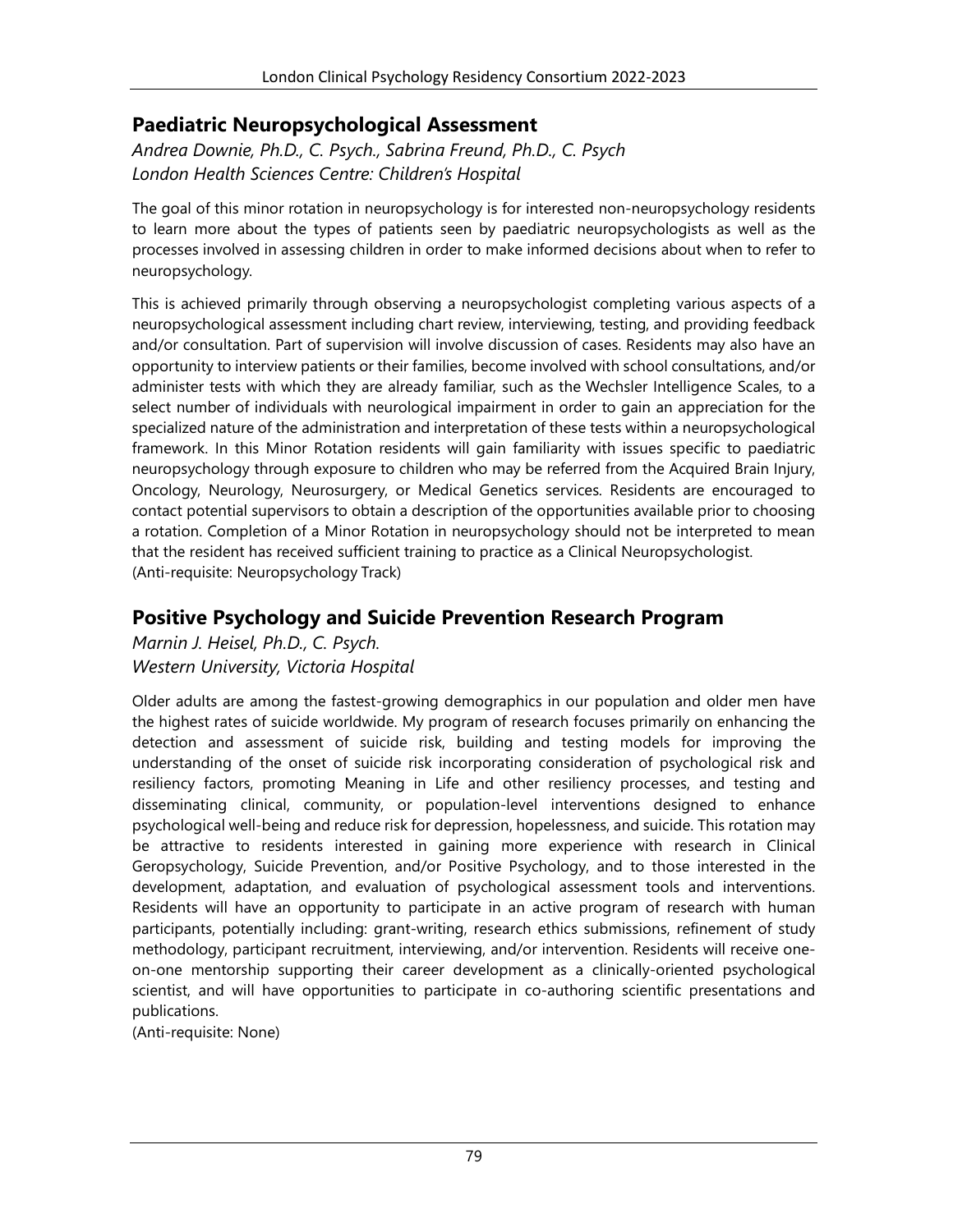## Paediatric Neuropsychological Assessment

*Andrea Downie, Ph.D., C. Psych., Sabrina Freund, Ph.D., C. Psych*
*London Health Sciences Centre: Children's Hospital*

The goal of this minor rotation in neuropsychology is for interested non-neuropsychology residents to learn more about the types of patients seen by paediatric neuropsychologists as well as the processes involved in assessing children in order to make informed decisions about when to refer to neuropsychology.

This is achieved primarily through observing a neuropsychologist completing various aspects of a neuropsychological assessment including chart review, interviewing, testing, and providing feedback and/or consultation. Part of supervision will involve discussion of cases. Residents may also have an opportunity to interview patients or their families, become involved with school consultations, and/or administer tests with which they are already familiar, such as the Wechsler Intelligence Scales, to a select number of individuals with neurological impairment in order to gain an appreciation for the specialized nature of the administration and interpretation of these tests within a neuropsychological framework. In this Minor Rotation residents will gain familiarity with issues specific to paediatric neuropsychology through exposure to children who may be referred from the Acquired Brain Injury, Oncology, Neurology, Neurosurgery, or Medical Genetics services. Residents are encouraged to contact potential supervisors to obtain a description of the opportunities available prior to choosing a rotation. Completion of a Minor Rotation in neuropsychology should not be interpreted to mean that the resident has received sufficient training to practice as a Clinical Neuropsychologist.
(Anti-requisite: Neuropsychology Track)

## Positive Psychology and Suicide Prevention Research Program

*Marnin J. Heisel, Ph.D., C. Psych.*
*Western University, Victoria Hospital*

Older adults are among the fastest-growing demographics in our population and older men have the highest rates of suicide worldwide. My program of research focuses primarily on enhancing the detection and assessment of suicide risk, building and testing models for improving the understanding of the onset of suicide risk incorporating consideration of psychological risk and resiliency factors, promoting Meaning in Life and other resiliency processes, and testing and disseminating clinical, community, or population-level interventions designed to enhance psychological well-being and reduce risk for depression, hopelessness, and suicide. This rotation may be attractive to residents interested in gaining more experience with research in Clinical Geropsychology, Suicide Prevention, and/or Positive Psychology, and to those interested in the development, adaptation, and evaluation of psychological assessment tools and interventions. Residents will have an opportunity to participate in an active program of research with human participants, potentially including: grant-writing, research ethics submissions, refinement of study methodology, participant recruitment, interviewing, and/or intervention. Residents will receive one-on-one mentorship supporting their career development as a clinically-oriented psychological scientist, and will have opportunities to participate in co-authoring scientific presentations and publications.
(Anti-requisite: None)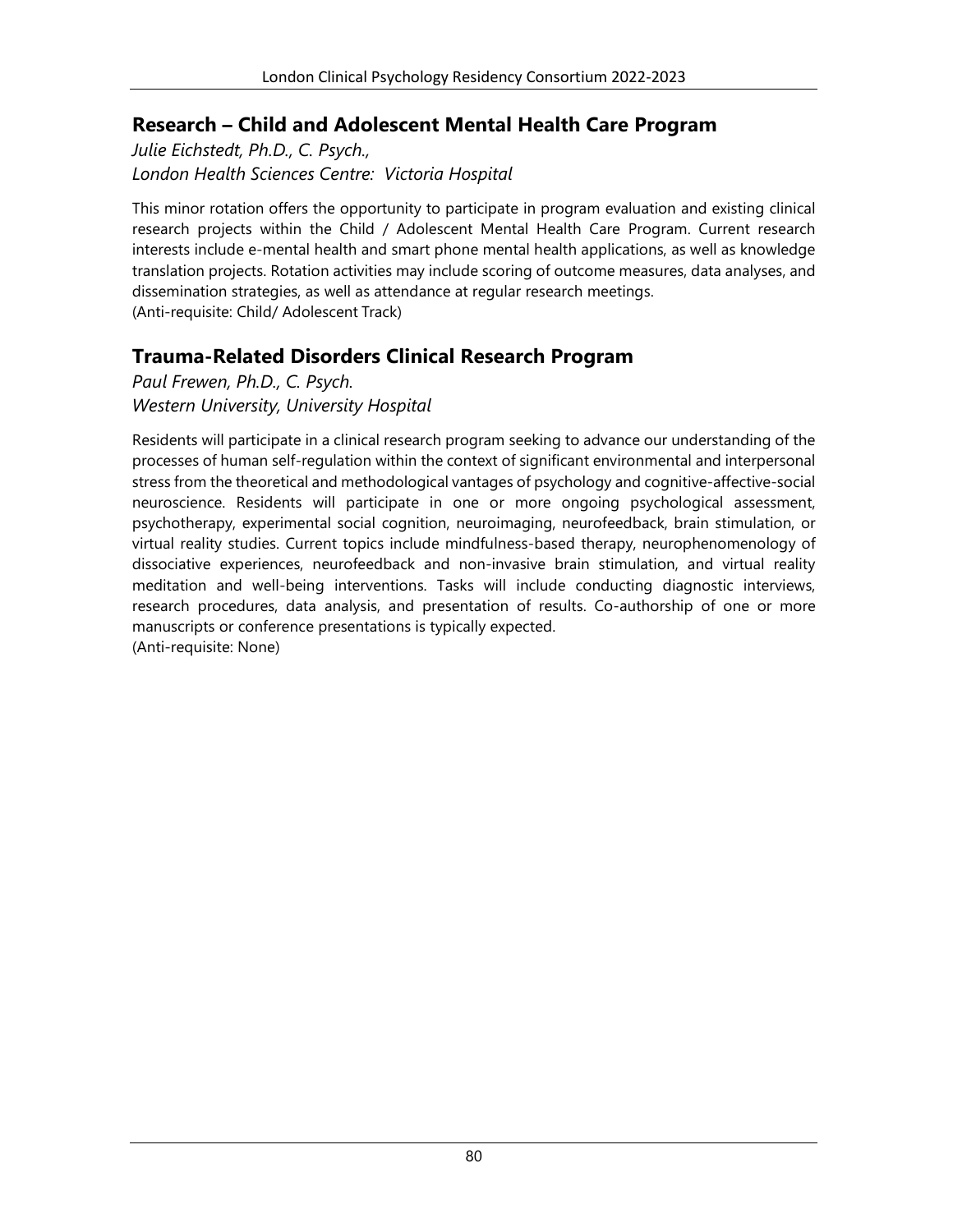## Research – Child and Adolescent Mental Health Care Program

*Julie Eichstedt, Ph.D., C. Psych.,*
*London Health Sciences Centre: Victoria Hospital*

This minor rotation offers the opportunity to participate in program evaluation and existing clinical research projects within the Child / Adolescent Mental Health Care Program. Current research interests include e-mental health and smart phone mental health applications, as well as knowledge translation projects. Rotation activities may include scoring of outcome measures, data analyses, and dissemination strategies, as well as attendance at regular research meetings.
(Anti-requisite: Child/ Adolescent Track)

## Trauma-Related Disorders Clinical Research Program

*Paul Frewen, Ph.D., C. Psych.*
*Western University, University Hospital*

Residents will participate in a clinical research program seeking to advance our understanding of the processes of human self-regulation within the context of significant environmental and interpersonal stress from the theoretical and methodological vantages of psychology and cognitive-affective-social neuroscience. Residents will participate in one or more ongoing psychological assessment, psychotherapy, experimental social cognition, neuroimaging, neurofeedback, brain stimulation, or virtual reality studies. Current topics include mindfulness-based therapy, neurophenomenology of dissociative experiences, neurofeedback and non-invasive brain stimulation, and virtual reality meditation and well-being interventions. Tasks will include conducting diagnostic interviews, research procedures, data analysis, and presentation of results. Co-authorship of one or more manuscripts or conference presentations is typically expected.
(Anti-requisite: None)